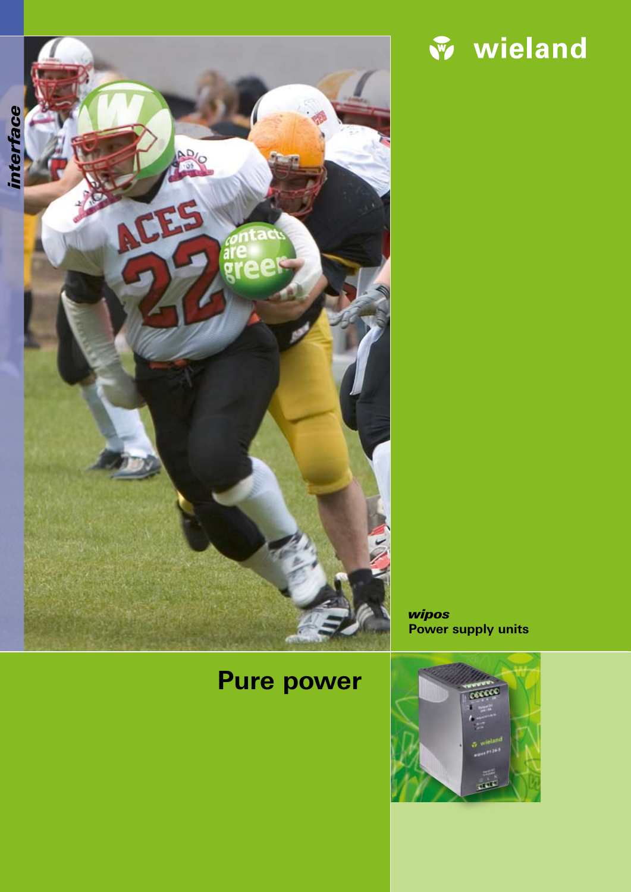interface

wieland

***wipos***
**Power supply units**

# Pure power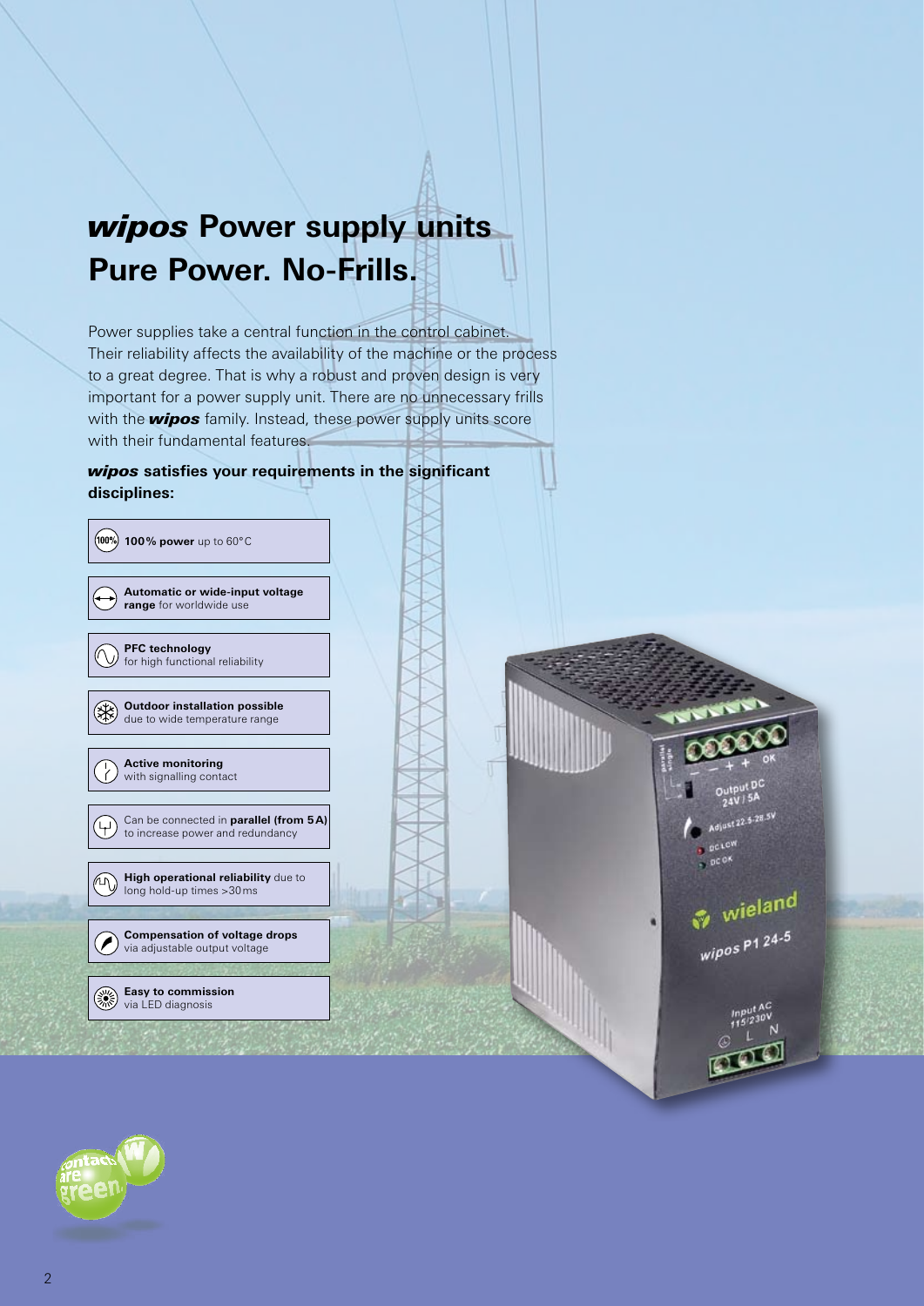# *wipos* Power supply units
# Pure Power. No-Frills.

Power supplies take a central function in the control cabinet. Their reliability affects the availability of the machine or the process to a great degree. That is why a robust and proven design is very important for a power supply unit. There are no unnecessary frills with the ***wipos*** family. Instead, these power supply units score with their fundamental features.

***wipos*** **satisfies your requirements in the significant disciplines:**

- **100% power** up to 60°C
- **Automatic or wide-input voltage range** for worldwide use
- **PFC technology** for high functional reliability
- **Outdoor installation possible** due to wide temperature range
- **Active monitoring** with signalling contact
- Can be connected in **parallel (from 5A)** to increase power and redundancy
- **High operational reliability** due to long hold-up times >30ms
- **Compensation of voltage drops** via adjustable output voltage
- **Easy to commission** via LED diagnosis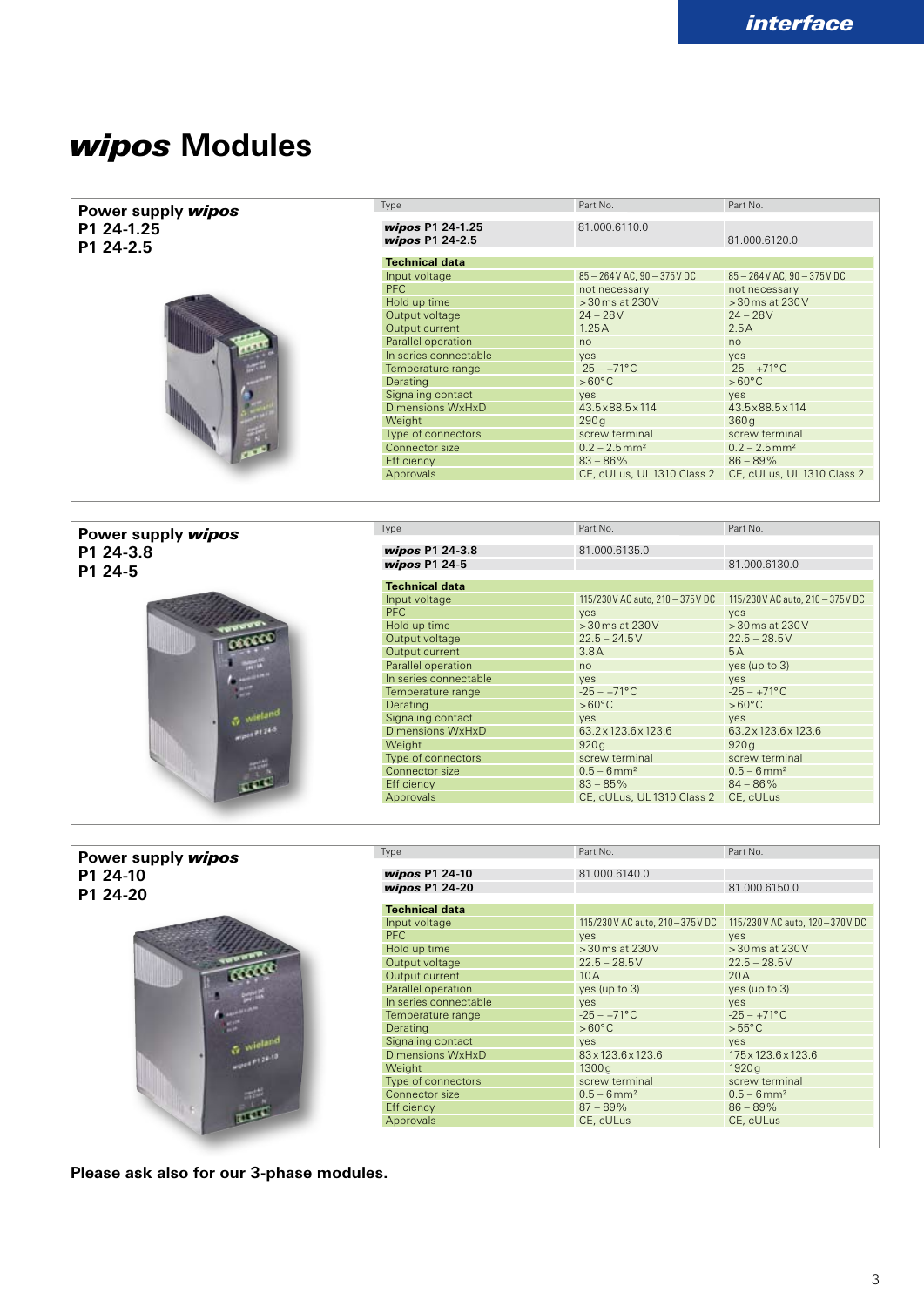# *wipos* Modules

## Power supply *wipos* P1 24-1.25 P1 24-2.5

| Type | Part No. | Part No. |
|---|---|---|
| ***wipos*** **P1 24-1.25** | 81.000.6110.0 | |
| ***wipos*** **P1 24-2.5** | | 81.000.6120.0 |
| **Technical data** | | |
| Input voltage | 85 – 264 V AC, 90 – 375 V DC | 85 – 264 V AC, 90 – 375 V DC |
| PFC | not necessary | not necessary |
| Hold up time | > 30 ms at 230 V | > 30 ms at 230 V |
| Output voltage | 24 – 28 V | 24 – 28 V |
| Output current | 1.25 A | 2.5 A |
| Parallel operation | no | no |
| In series connectable | yes | yes |
| Temperature range | -25 – +71 °C | -25 – +71 °C |
| Derating | > 60 °C | > 60 °C |
| Signaling contact | yes | yes |
| Dimensions WxHxD | 43.5 x 88.5 x 114 | 43.5 x 88.5 x 114 |
| Weight | 290 g | 360 g |
| Type of connectors | screw terminal | screw terminal |
| Connector size | 0.2 – 2.5 mm² | 0.2 – 2.5 mm² |
| Efficiency | 83 – 86 % | 86 – 89 % |
| Approvals | CE, cULus, UL 1310 Class 2 | CE, cULus, UL 1310 Class 2 |

## Power supply *wipos* P1 24-3.8 P1 24-5

| Type | Part No. | Part No. |
|---|---|---|
| ***wipos*** **P1 24-3.8** | 81.000.6135.0 | |
| ***wipos*** **P1 24-5** | | 81.000.6130.0 |
| **Technical data** | | |
| Input voltage | 115/230 V AC auto, 210 – 375 V DC | 115/230 V AC auto, 210 – 375 V DC |
| PFC | yes | yes |
| Hold up time | > 30 ms at 230 V | > 30 ms at 230 V |
| Output voltage | 22.5 – 24.5 V | 22.5 – 28.5 V |
| Output current | 3.8 A | 5 A |
| Parallel operation | no | yes (up to 3) |
| In series connectable | yes | yes |
| Temperature range | -25 – +71 °C | -25 – +71 °C |
| Derating | > 60 °C | > 60 °C |
| Signaling contact | yes | yes |
| Dimensions WxHxD | 63.2 x 123.6 x 123.6 | 63.2 x 123.6 x 123.6 |
| Weight | 920 g | 920 g |
| Type of connectors | screw terminal | screw terminal |
| Connector size | 0.5 – 6 mm² | 0.5 – 6 mm² |
| Efficiency | 83 – 85 % | 84 – 86 % |
| Approvals | CE, cULus, UL 1310 Class 2 | CE, cULus |

## Power supply *wipos* P1 24-10 P1 24-20

| Type | Part No. | Part No. |
|---|---|---|
| ***wipos*** **P1 24-10** | 81.000.6140.0 | |
| ***wipos*** **P1 24-20** | | 81.000.6150.0 |
| **Technical data** | | |
| Input voltage | 115/230 V AC auto, 210 – 375 V DC | 115/230 V AC auto, 120 – 370 V DC |
| PFC | yes | yes |
| Hold up time | > 30 ms at 230 V | > 30 ms at 230 V |
| Output voltage | 22.5 – 28.5 V | 22.5 – 28.5 V |
| Output current | 10 A | 20 A |
| Parallel operation | yes (up to 3) | yes (up to 3) |
| In series connectable | yes | yes |
| Temperature range | -25 – +71 °C | -25 – +71 °C |
| Derating | > 60 °C | > 55 °C |
| Signaling contact | yes | yes |
| Dimensions WxHxD | 83 x 123.6 x 123.6 | 175 x 123.6 x 123.6 |
| Weight | 1300 g | 1920 g |
| Type of connectors | screw terminal | screw terminal |
| Connector size | 0.5 – 6 mm² | 0.5 – 6 mm² |
| Efficiency | 87 – 89 % | 86 – 89 % |
| Approvals | CE, cULus | CE, cULus |

**Please ask also for our 3-phase modules.**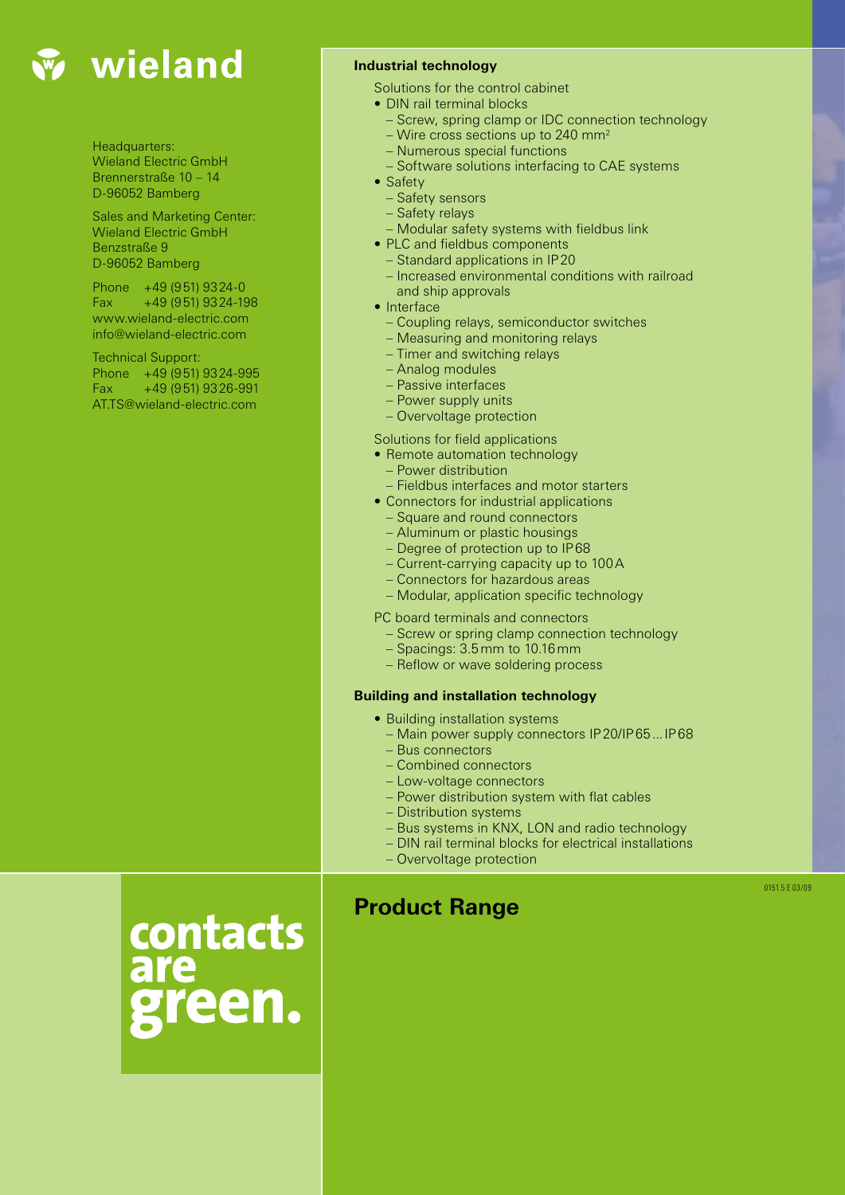# wieland

Headquarters:
Wieland Electric GmbH
Brennerstraße 10 – 14
D-96052 Bamberg

Sales and Marketing Center:
Wieland Electric GmbH
Benzstraße 9
D-96052 Bamberg

Phone +49 (951) 9324-0
Fax +49 (951) 9324-198
www.wieland-electric.com
info@wieland-electric.com

Technical Support:
Phone +49 (951) 9324-995
Fax +49 (951) 9326-991
AT.TS@wieland-electric.com

**Industrial technology**

Solutions for the control cabinet

- DIN rail terminal blocks
  - Screw, spring clamp or IDC connection technology
  - Wire cross sections up to 240 mm²
  - Numerous special functions
  - Software solutions interfacing to CAE systems
- Safety
  - Safety sensors
  - Safety relays
  - Modular safety systems with fieldbus link
- PLC and fieldbus components
  - Standard applications in IP20
  - Increased environmental conditions with railroad and ship approvals
- Interface
  - Coupling relays, semiconductor switches
  - Measuring and monitoring relays
  - Timer and switching relays
  - Analog modules
  - Passive interfaces
  - Power supply units
  - Overvoltage protection

Solutions for field applications

- Remote automation technology
  - Power distribution
  - Fieldbus interfaces and motor starters
- Connectors for industrial applications
  - Square and round connectors
  - Aluminum or plastic housings
  - Degree of protection up to IP68
  - Current-carrying capacity up to 100 A
  - Connectors for hazardous areas
  - Modular, application specific technology

PC board terminals and connectors

- Screw or spring clamp connection technology
- Spacings: 3.5 mm to 10.16 mm
- Reflow or wave soldering process

**Building and installation technology**

- Building installation systems
  - Main power supply connectors IP20/IP65 ... IP68
  - Bus connectors
  - Combined connectors
  - Low-voltage connectors
  - Power distribution system with flat cables
  - Distribution systems
  - Bus systems in KNX, LON and radio technology
  - DIN rail terminal blocks for electrical installations
  - Overvoltage protection

0151.5 E 03/09

## Product Range

**contacts are green.**